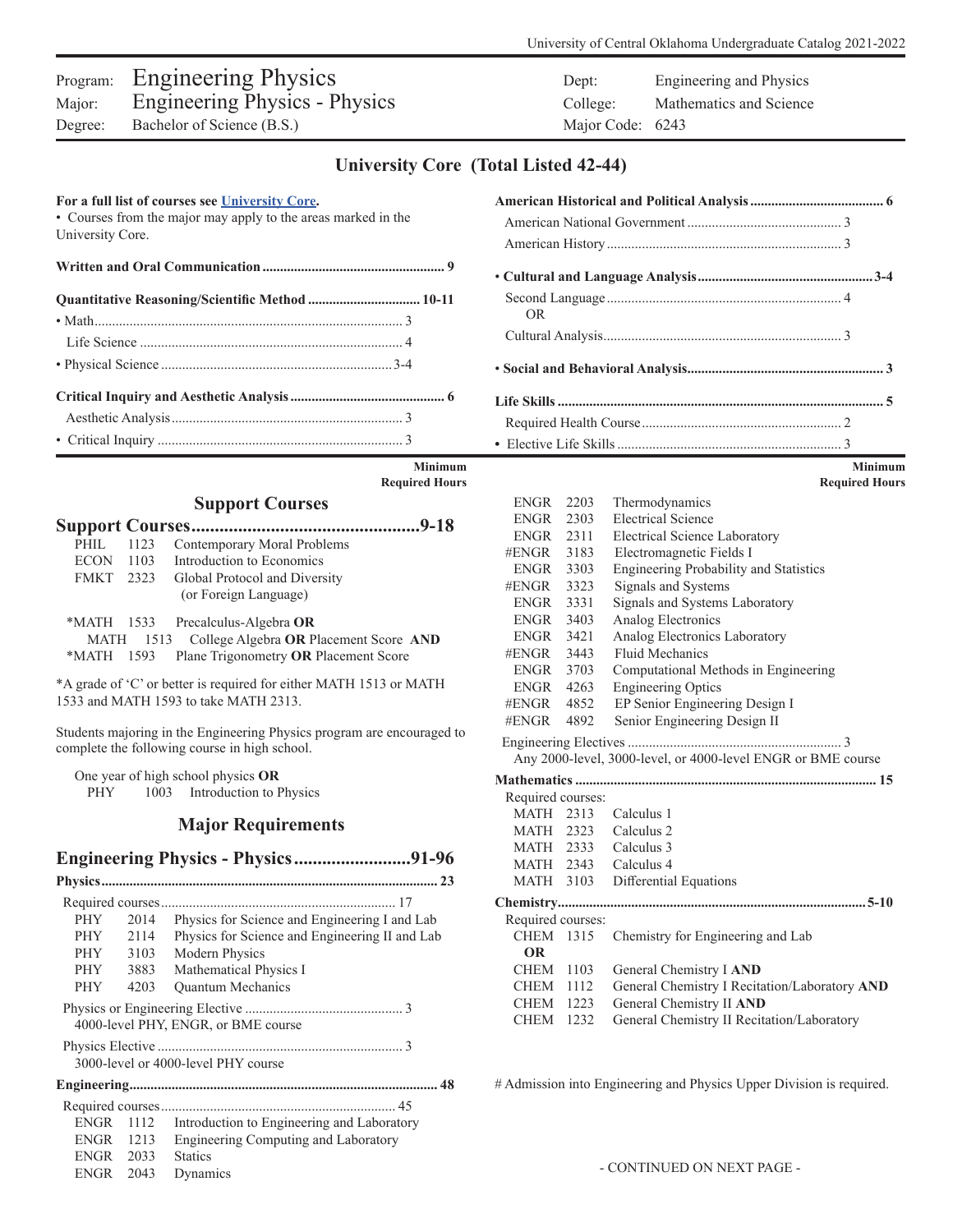Program: **Engineering Physics**
Major: **Engineering Physics - Physics**
Degree: Bachelor of Science (B.S.)

Dept: Engineering and Physics
College: Mathematics and Science
Major Code: 6243

## University Core (Total Listed 42-44)

**For a full list of courses see University Core.**

• Courses from the major may apply to the areas marked in the University Core.

**Written and Oral Communication** .... 9

**Quantitative Reasoning/Scientific Method** .... 10-11
- • Math .... 3
- Life Science .... 4
- • Physical Science .... 3-4

**Critical Inquiry and Aesthetic Analysis** .... 6
- Aesthetic Analysis .... 3
- • Critical Inquiry .... 3

**American Historical and Political Analysis** .... 6
- American National Government .... 3
- American History .... 3

**• Cultural and Language Analysis** .... 3-4
- Second Language .... 4
  OR
- Cultural Analysis .... 3

**• Social and Behavioral Analysis** .... 3

**Life Skills** .... 5
- Required Health Course .... 2
- • Elective Life Skills .... 3

*Minimum Required Hours*

## Support Courses

### Support Courses .... 9-18

| | | |
|---|---|---|
| PHIL | 1123 | Contemporary Moral Problems |
| ECON | 1103 | Introduction to Economics |
| FMKT | 2323 | Global Protocol and Diversity (or Foreign Language) |
| *MATH | 1533 | Precalculus-Algebra **OR** |
| MATH | 1513 | College Algebra **OR** Placement Score **AND** |
| *MATH | 1593 | Plane Trigonometry **OR** Placement Score |

*A grade of 'C' or better is required for either MATH 1513 or MATH 1533 and MATH 1593 to take MATH 2313.

Students majoring in the Engineering Physics program are encouraged to complete the following course in high school.

One year of high school physics **OR**
PHY 1003 Introduction to Physics

## Major Requirements

### Engineering Physics - Physics .... 91-96

**Physics** .... 23

Required courses .... 17

| | | |
|---|---|---|
| PHY | 2014 | Physics for Science and Engineering I and Lab |
| PHY | 2114 | Physics for Science and Engineering II and Lab |
| PHY | 3103 | Modern Physics |
| PHY | 3883 | Mathematical Physics I |
| PHY | 4203 | Quantum Mechanics |

Physics or Engineering Elective .... 3
4000-level PHY, ENGR, or BME course

Physics Elective .... 3
3000-level or 4000-level PHY course

**Engineering** .... 48

Required courses .... 45

| | | |
|---|---|---|
| ENGR | 1112 | Introduction to Engineering and Laboratory |
| ENGR | 1213 | Engineering Computing and Laboratory |
| ENGR | 2033 | Statics |
| ENGR | 2043 | Dynamics |
| ENGR | 2203 | Thermodynamics |
| ENGR | 2303 | Electrical Science |
| ENGR | 2311 | Electrical Science Laboratory |
| #ENGR | 3183 | Electromagnetic Fields I |
| ENGR | 3303 | Engineering Probability and Statistics |
| #ENGR | 3323 | Signals and Systems |
| ENGR | 3331 | Signals and Systems Laboratory |
| ENGR | 3403 | Analog Electronics |
| ENGR | 3421 | Analog Electronics Laboratory |
| #ENGR | 3443 | Fluid Mechanics |
| ENGR | 3703 | Computational Methods in Engineering |
| ENGR | 4263 | Engineering Optics |
| #ENGR | 4852 | EP Senior Engineering Design I |
| #ENGR | 4892 | Senior Engineering Design II |

Engineering Electives .... 3
Any 2000-level, 3000-level, or 4000-level ENGR or BME course

**Mathematics** .... 15

Required courses:

| | | |
|---|---|---|
| MATH | 2313 | Calculus 1 |
| MATH | 2323 | Calculus 2 |
| MATH | 2333 | Calculus 3 |
| MATH | 2343 | Calculus 4 |
| MATH | 3103 | Differential Equations |

**Chemistry** .... 5-10

Required courses:

| | | |
|---|---|---|
| CHEM | 1315 | Chemistry for Engineering and Lab |
| **OR** | | |
| CHEM | 1103 | General Chemistry I **AND** |
| CHEM | 1112 | General Chemistry I Recitation/Laboratory **AND** |
| CHEM | 1223 | General Chemistry II **AND** |
| CHEM | 1232 | General Chemistry II Recitation/Laboratory |

# Admission into Engineering and Physics Upper Division is required.

- CONTINUED ON NEXT PAGE -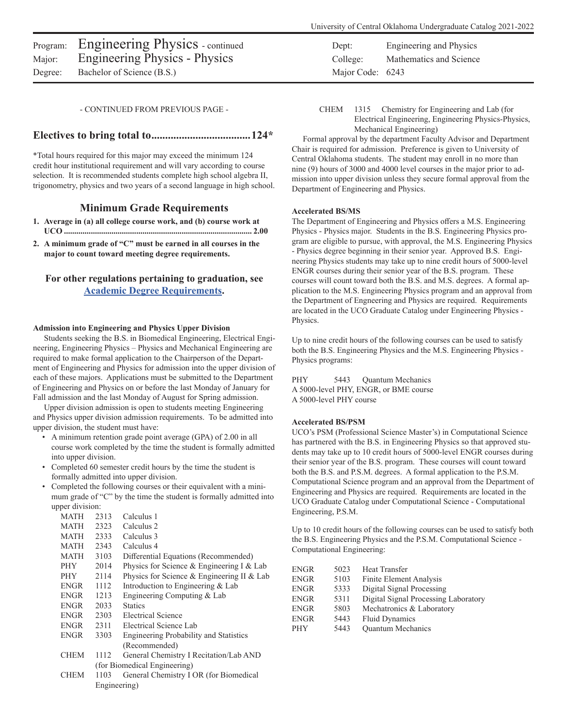Program: Engineering Physics - continued
Major: Engineering Physics - Physics
Degree: Bachelor of Science (B.S.)

Dept: Engineering and Physics
College: Mathematics and Science
Major Code: 6243

- CONTINUED FROM PREVIOUS PAGE -

## Electives to bring total to....................................124*

*Total hours required for this major may exceed the minimum 124 credit hour institutional requirement and will vary according to course selection. It is recommended students complete high school algebra II, trigonometry, physics and two years of a second language in high school.

## Minimum Grade Requirements

1. **Average in (a) all college course work, and (b) course work at UCO .......................................................................................... 2.00**
2. **A minimum grade of "C" must be earned in all courses in the major to count toward meeting degree requirements.**

## For other regulations pertaining to graduation, see Academic Degree Requirements.

**Admission into Engineering and Physics Upper Division**

Students seeking the B.S. in Biomedical Engineering, Electrical Engineering, Engineering Physics – Physics and Mechanical Engineering are required to make formal application to the Chairperson of the Department of Engineering and Physics for admission into the upper division of each of these majors. Applications must be submitted to the Department of Engineering and Physics on or before the last Monday of January for Fall admission and the last Monday of August for Spring admission.

Upper division admission is open to students meeting Engineering and Physics upper division admission requirements. To be admitted into upper division, the student must have:

- A minimum retention grade point average (GPA) of 2.00 in all course work completed by the time the student is formally admitted into upper division.
- Completed 60 semester credit hours by the time the student is formally admitted into upper division.
- Completed the following courses or their equivalent with a minimum grade of "C" by the time the student is formally admitted into upper division:

| | | |
|---|---|---|
| MATH | 2313 | Calculus 1 |
| MATH | 2323 | Calculus 2 |
| MATH | 2333 | Calculus 3 |
| MATH | 2343 | Calculus 4 |
| MATH | 3103 | Differential Equations (Recommended) |
| PHY | 2014 | Physics for Science & Engineering I & Lab |
| PHY | 2114 | Physics for Science & Engineering II & Lab |
| ENGR | 1112 | Introduction to Engineering & Lab |
| ENGR | 1213 | Engineering Computing & Lab |
| ENGR | 2033 | Statics |
| ENGR | 2303 | Electrical Science |
| ENGR | 2311 | Electrical Science Lab |
| ENGR | 3303 | Engineering Probability and Statistics (Recommended) |
| CHEM | 1112 | General Chemistry I Recitation/Lab AND (for Biomedical Engineering) |
| CHEM | 1103 | General Chemistry I OR (for Biomedical Engineering) |
| CHEM | 1315 | Chemistry for Engineering and Lab (for Electrical Engineering, Engineering Physics-Physics, Mechanical Engineering) |

Formal approval by the department Faculty Advisor and Department Chair is required for admission. Preference is given to University of Central Oklahoma students. The student may enroll in no more than nine (9) hours of 3000 and 4000 level courses in the major prior to admission into upper division unless they secure formal approval from the Department of Engineering and Physics.

**Accelerated BS/MS**

The Department of Engineering and Physics offers a M.S. Engineering Physics - Physics major. Students in the B.S. Engineering Physics program are eligible to pursue, with approval, the M.S. Engineering Physics - Physics degree beginning in their senior year. Approved B.S. Engineering Physics students may take up to nine credit hours of 5000-level ENGR courses during their senior year of the B.S. program. These courses will count toward both the B.S. and M.S. degrees. A formal application to the M.S. Engineering Physics program and an approval from the Department of Engineering and Physics are required. Requirements are located in the UCO Graduate Catalog under Engineering Physics - Physics.

Up to nine credit hours of the following courses can be used to satisfy both the B.S. Engineering Physics and the M.S. Engineering Physics - Physics programs:

PHY 5443 Quantum Mechanics
A 5000-level PHY, ENGR, or BME course
A 5000-level PHY course

**Accelerated BS/PSM**

UCO's PSM (Professional Science Master's) in Computational Science has partnered with the B.S. in Engineering Physics so that approved students may take up to 10 credit hours of 5000-level ENGR courses during their senior year of the B.S. program. These courses will count toward both the B.S. and P.S.M. degrees. A formal application to the P.S.M. Computational Science program and an approval from the Department of Engineering and Physics are required. Requirements are located in the UCO Graduate Catalog under Computational Science - Computational Engineering, P.S.M.

Up to 10 credit hours of the following courses can be used to satisfy both the B.S. Engineering Physics and the P.S.M. Computational Science - Computational Engineering:

| | | |
|---|---|---|
| ENGR | 5023 | Heat Transfer |
| ENGR | 5103 | Finite Element Analysis |
| ENGR | 5333 | Digital Signal Processing |
| ENGR | 5311 | Digital Signal Processing Laboratory |
| ENGR | 5803 | Mechatronics & Laboratory |
| ENGR | 5443 | Fluid Dynamics |
| PHY | 5443 | Quantum Mechanics |